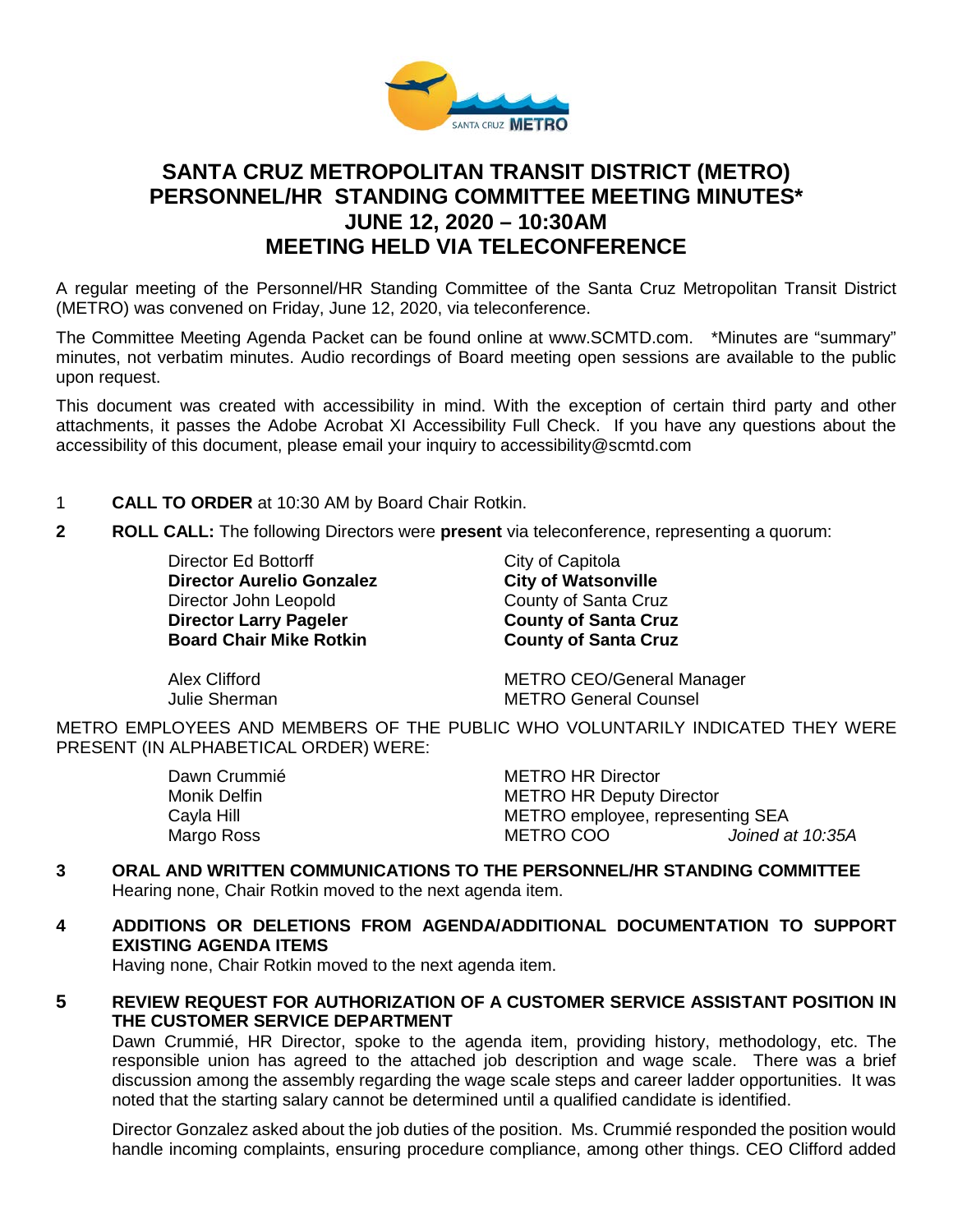# SANTA CRUZ METROPOLITAN TRANSIT DISTRICT (METRO) PERSONNEL/HR STANDING COMMITTEE MEETING MINUTES* JUNE 12, 2020 – 10:30AM MEETING HELD VIA TELECONFERENCE

A regular meeting of the Personnel/HR Standing Committee of the Santa Cruz Metropolitan Transit District (METRO) was convened on Friday, June 12, 2020, via teleconference.

The Committee Meeting Agenda Packet can be found online at www.SCMTD.com. *Minutes are "summary" minutes, not verbatim minutes. Audio recordings of Board meeting open sessions are available to the public upon request.

This document was created with accessibility in mind. With the exception of certain third party and other attachments, it passes the Adobe Acrobat XI Accessibility Full Check. If you have any questions about the accessibility of this document, please email your inquiry to accessibility@scmtd.com

1 **CALL TO ORDER** at 10:30 AM by Board Chair Rotkin.

**2 ROLL CALL:** The following Directors were **present** via teleconference, representing a quorum:

| | |
|---|---|
| Director Ed Bottorff | City of Capitola |
| **Director Aurelio Gonzalez** | **City of Watsonville** |
| Director John Leopold | County of Santa Cruz |
| **Director Larry Pageler** | **County of Santa Cruz** |
| **Board Chair Mike Rotkin** | **County of Santa Cruz** |
| | |
| Alex Clifford | METRO CEO/General Manager |
| Julie Sherman | METRO General Counsel |

METRO EMPLOYEES AND MEMBERS OF THE PUBLIC WHO VOLUNTARILY INDICATED THEY WERE PRESENT (IN ALPHABETICAL ORDER) WERE:

| | | |
|---|---|---|
| Dawn Crummié | METRO HR Director | |
| Monik Delfin | METRO HR Deputy Director | |
| Cayla Hill | METRO employee, representing SEA | |
| Margo Ross | METRO COO | *Joined at 10:35A* |

**3 ORAL AND WRITTEN COMMUNICATIONS TO THE PERSONNEL/HR STANDING COMMITTEE**

Hearing none, Chair Rotkin moved to the next agenda item.

**4 ADDITIONS OR DELETIONS FROM AGENDA/ADDITIONAL DOCUMENTATION TO SUPPORT EXISTING AGENDA ITEMS**

Having none, Chair Rotkin moved to the next agenda item.

**5 REVIEW REQUEST FOR AUTHORIZATION OF A CUSTOMER SERVICE ASSISTANT POSITION IN THE CUSTOMER SERVICE DEPARTMENT**

Dawn Crummié, HR Director, spoke to the agenda item, providing history, methodology, etc. The responsible union has agreed to the attached job description and wage scale. There was a brief discussion among the assembly regarding the wage scale steps and career ladder opportunities. It was noted that the starting salary cannot be determined until a qualified candidate is identified.

Director Gonzalez asked about the job duties of the position. Ms. Crummié responded the position would handle incoming complaints, ensuring procedure compliance, among other things. CEO Clifford added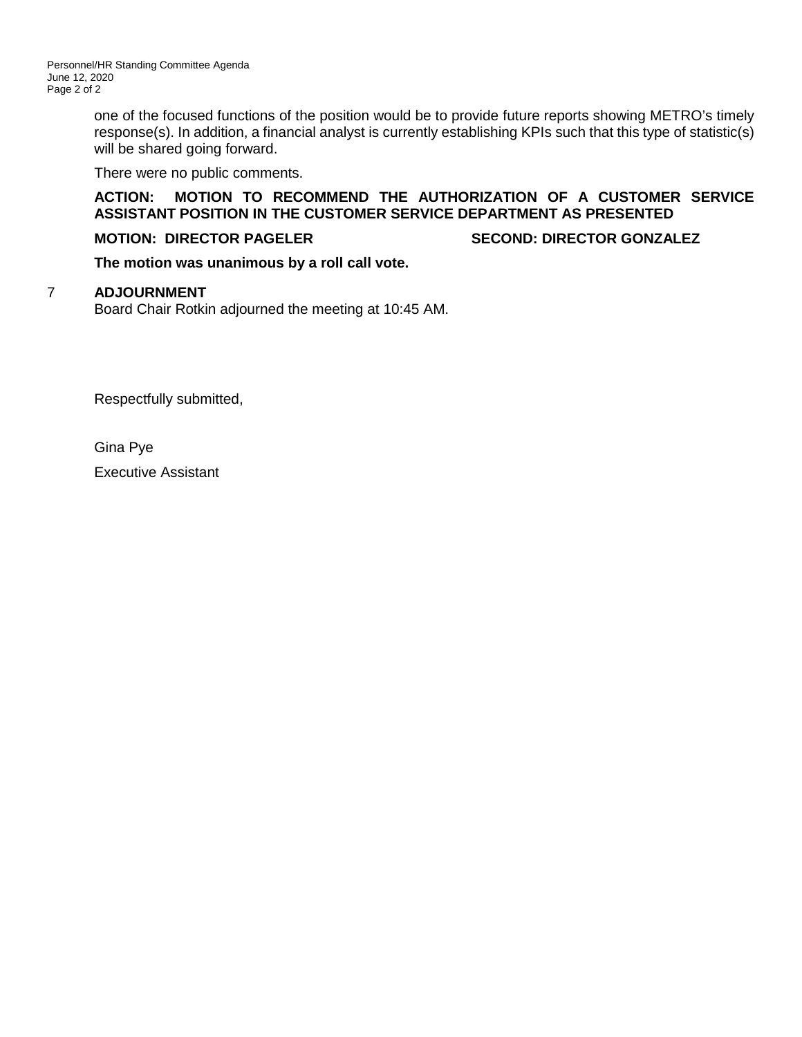one of the focused functions of the position would be to provide future reports showing METRO's timely response(s). In addition, a financial analyst is currently establishing KPIs such that this type of statistic(s) will be shared going forward.

There were no public comments.

**ACTION: MOTION TO RECOMMEND THE AUTHORIZATION OF A CUSTOMER SERVICE ASSISTANT POSITION IN THE CUSTOMER SERVICE DEPARTMENT AS PRESENTED**

**MOTION: DIRECTOR PAGELER** **SECOND: DIRECTOR GONZALEZ**

**The motion was unanimous by a roll call vote.**

7 **ADJOURNMENT**

Board Chair Rotkin adjourned the meeting at 10:45 AM.

Respectfully submitted,

Gina Pye

Executive Assistant